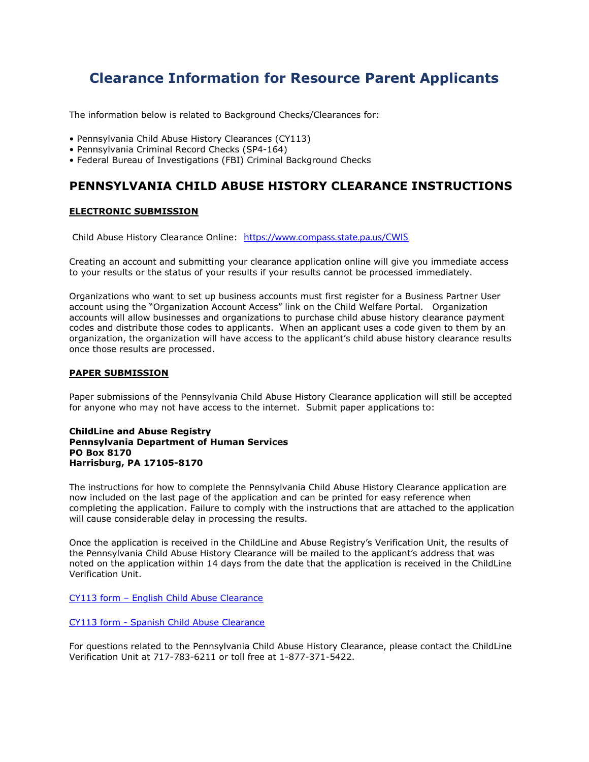# Clearance Information for Resource Parent Applicants

The information below is related to Background Checks/Clearances for:

- Pennsylvania Child Abuse History Clearances (CY113)
- Pennsylvania Criminal Record Checks (SP4-164)
- Federal Bureau of Investigations (FBI) Criminal Background Checks

## PENNSYLVANIA CHILD ABUSE HISTORY CLEARANCE INSTRUCTIONS

### ELECTRONIC SUBMISSION

Child Abuse History Clearance Online: [https://www.compass.state.pa.us/CWIS](https://www.compass.state.pa.us/CWIS)

Creating an account and submitting your clearance application online will give you immediate access to your results or the status of your results if your results cannot be processed immediately.

Organizations who want to set up business accounts must first register for a Business Partner User account using the "Organization Account Access" link on the Child Welfare Portal. Organization accounts will allow businesses and organizations to purchase child abuse history clearance payment codes and distribute those codes to applicants. When an applicant uses a code given to them by an organization, the organization will have access to the applicant's child abuse history clearance results once those results are processed.

### PAPER SUBMISSION

Paper submissions of the Pennsylvania Child Abuse History Clearance application will still be accepted for anyone who may not have access to the internet. Submit paper applications to:

**ChildLine and Abuse Registry**
**Pennsylvania Department of Human Services**
**PO Box 8170**
**Harrisburg, PA 17105-8170**

The instructions for how to complete the Pennsylvania Child Abuse History Clearance application are now included on the last page of the application and can be printed for easy reference when completing the application. Failure to comply with the instructions that are attached to the application will cause considerable delay in processing the results.

Once the application is received in the ChildLine and Abuse Registry's Verification Unit, the results of the Pennsylvania Child Abuse History Clearance will be mailed to the applicant's address that was noted on the application within 14 days from the date that the application is received in the ChildLine Verification Unit.

CY113 form – English Child Abuse Clearance

CY113 form - Spanish Child Abuse Clearance

For questions related to the Pennsylvania Child Abuse History Clearance, please contact the ChildLine Verification Unit at 717-783-6211 or toll free at 1-877-371-5422.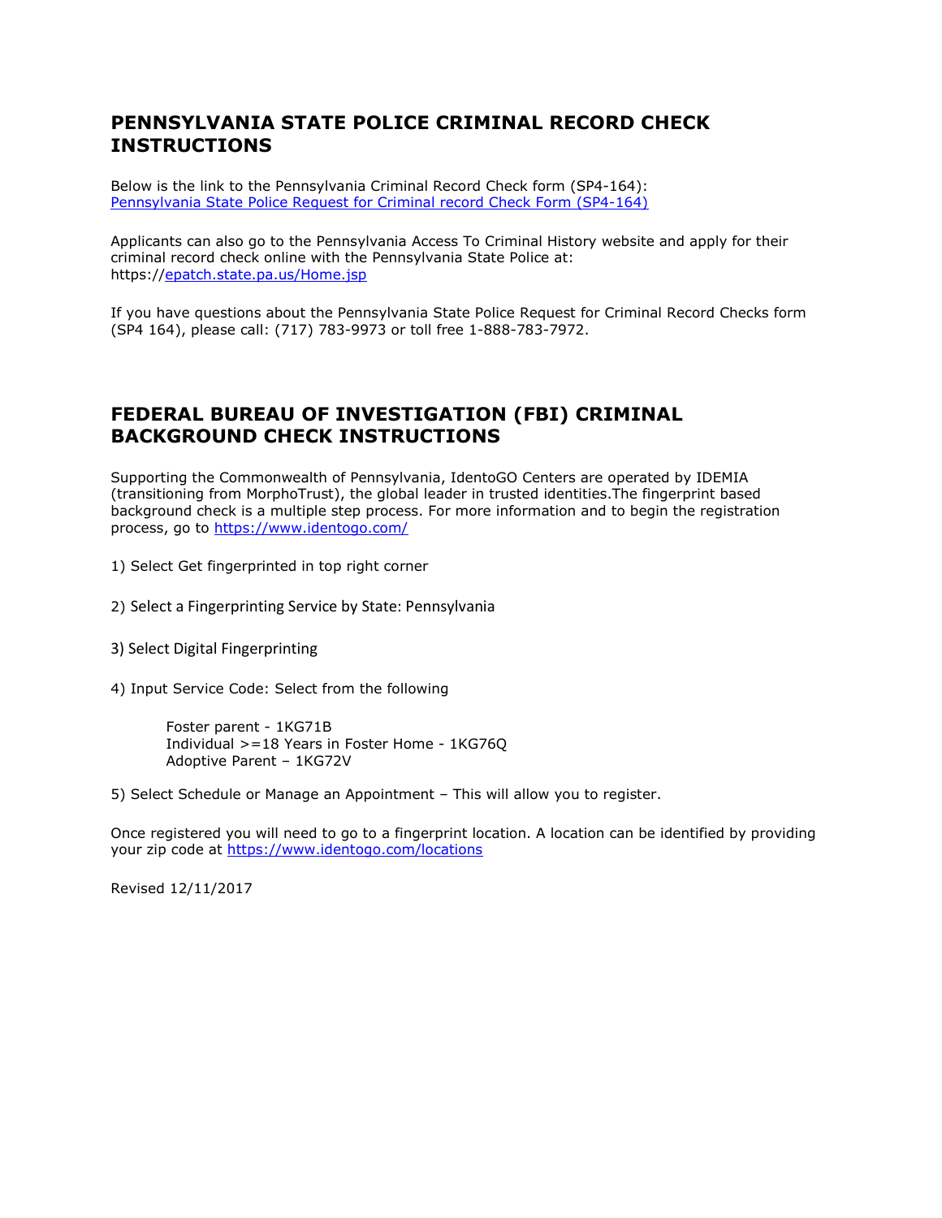## PENNSYLVANIA STATE POLICE CRIMINAL RECORD CHECK INSTRUCTIONS

Below is the link to the Pennsylvania Criminal Record Check form (SP4-164):
[Pennsylvania State Police Request for Criminal record Check Form (SP4-164)]()

Applicants can also go to the Pennsylvania Access To Criminal History website and apply for their criminal record check online with the Pennsylvania State Police at: https://[epatch.state.pa.us/Home.jsp](https://epatch.state.pa.us/Home.jsp)

If you have questions about the Pennsylvania State Police Request for Criminal Record Checks form (SP4 164), please call: (717) 783-9973 or toll free 1-888-783-7972.

## FEDERAL BUREAU OF INVESTIGATION (FBI) CRIMINAL BACKGROUND CHECK INSTRUCTIONS

Supporting the Commonwealth of Pennsylvania, IdentoGO Centers are operated by IDEMIA (transitioning from MorphoTrust), the global leader in trusted identities.The fingerprint based background check is a multiple step process. For more information and to begin the registration process, go to [https://www.identogo.com/](https://www.identogo.com/)

1) Select Get fingerprinted in top right corner

2) Select a Fingerprinting Service by State: Pennsylvania

3) Select Digital Fingerprinting

4) Input Service Code: Select from the following

   Foster parent - 1KG71B
   Individual >=18 Years in Foster Home - 1KG76Q
   Adoptive Parent – 1KG72V

5) Select Schedule or Manage an Appointment – This will allow you to register.

Once registered you will need to go to a fingerprint location. A location can be identified by providing your zip code at [https://www.identogo.com/locations](https://www.identogo.com/locations)

Revised 12/11/2017